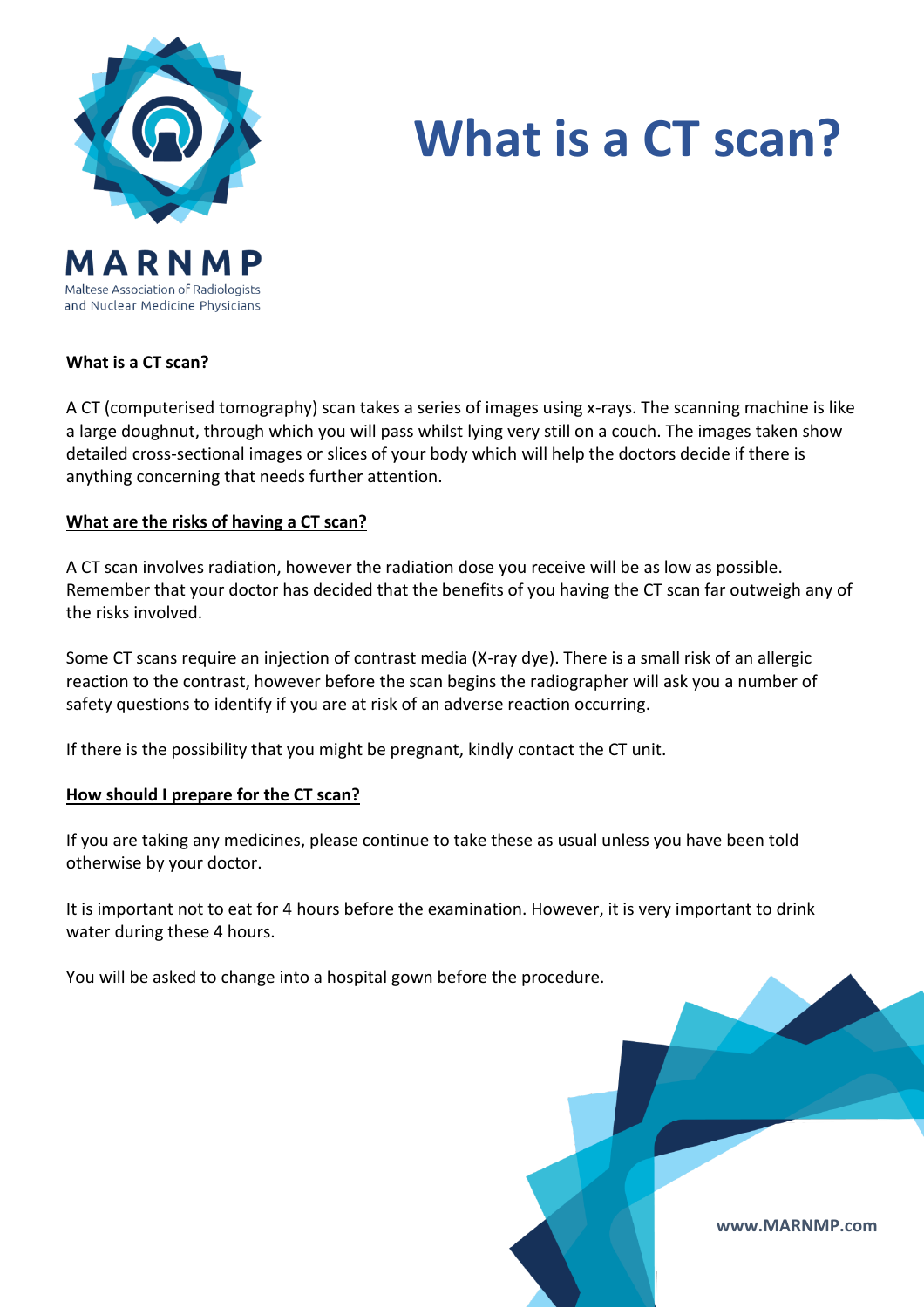MARNMP

Maltese Association of Radiologists and Nuclear Medicine Physicians

# What is a CT scan?

## What is a CT scan?

A CT (computerised tomography) scan takes a series of images using x-rays. The scanning machine is like a large doughnut, through which you will pass whilst lying very still on a couch. The images taken show detailed cross-sectional images or slices of your body which will help the doctors decide if there is anything concerning that needs further attention.

## What are the risks of having a CT scan?

A CT scan involves radiation, however the radiation dose you receive will be as low as possible. Remember that your doctor has decided that the benefits of you having the CT scan far outweigh any of the risks involved.

Some CT scans require an injection of contrast media (X-ray dye). There is a small risk of an allergic reaction to the contrast, however before the scan begins the radiographer will ask you a number of safety questions to identify if you are at risk of an adverse reaction occurring.

If there is the possibility that you might be pregnant, kindly contact the CT unit.

## How should I prepare for the CT scan?

If you are taking any medicines, please continue to take these as usual unless you have been told otherwise by your doctor.

It is important not to eat for 4 hours before the examination. However, it is very important to drink water during these 4 hours.

You will be asked to change into a hospital gown before the procedure.

www.MARNMP.com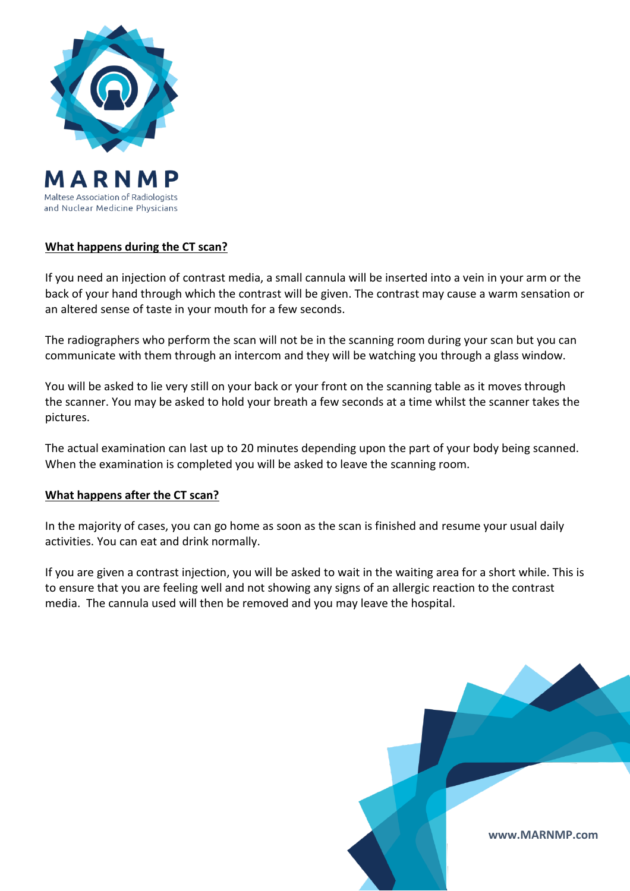## What happens during the CT scan?

If you need an injection of contrast media, a small cannula will be inserted into a vein in your arm or the back of your hand through which the contrast will be given. The contrast may cause a warm sensation or an altered sense of taste in your mouth for a few seconds.

The radiographers who perform the scan will not be in the scanning room during your scan but you can communicate with them through an intercom and they will be watching you through a glass window.

You will be asked to lie very still on your back or your front on the scanning table as it moves through the scanner. You may be asked to hold your breath a few seconds at a time whilst the scanner takes the pictures.

The actual examination can last up to 20 minutes depending upon the part of your body being scanned. When the examination is completed you will be asked to leave the scanning room.

## What happens after the CT scan?

In the majority of cases, you can go home as soon as the scan is finished and resume your usual daily activities. You can eat and drink normally.

If you are given a contrast injection, you will be asked to wait in the waiting area for a short while. This is to ensure that you are feeling well and not showing any signs of an allergic reaction to the contrast media. The cannula used will then be removed and you may leave the hospital.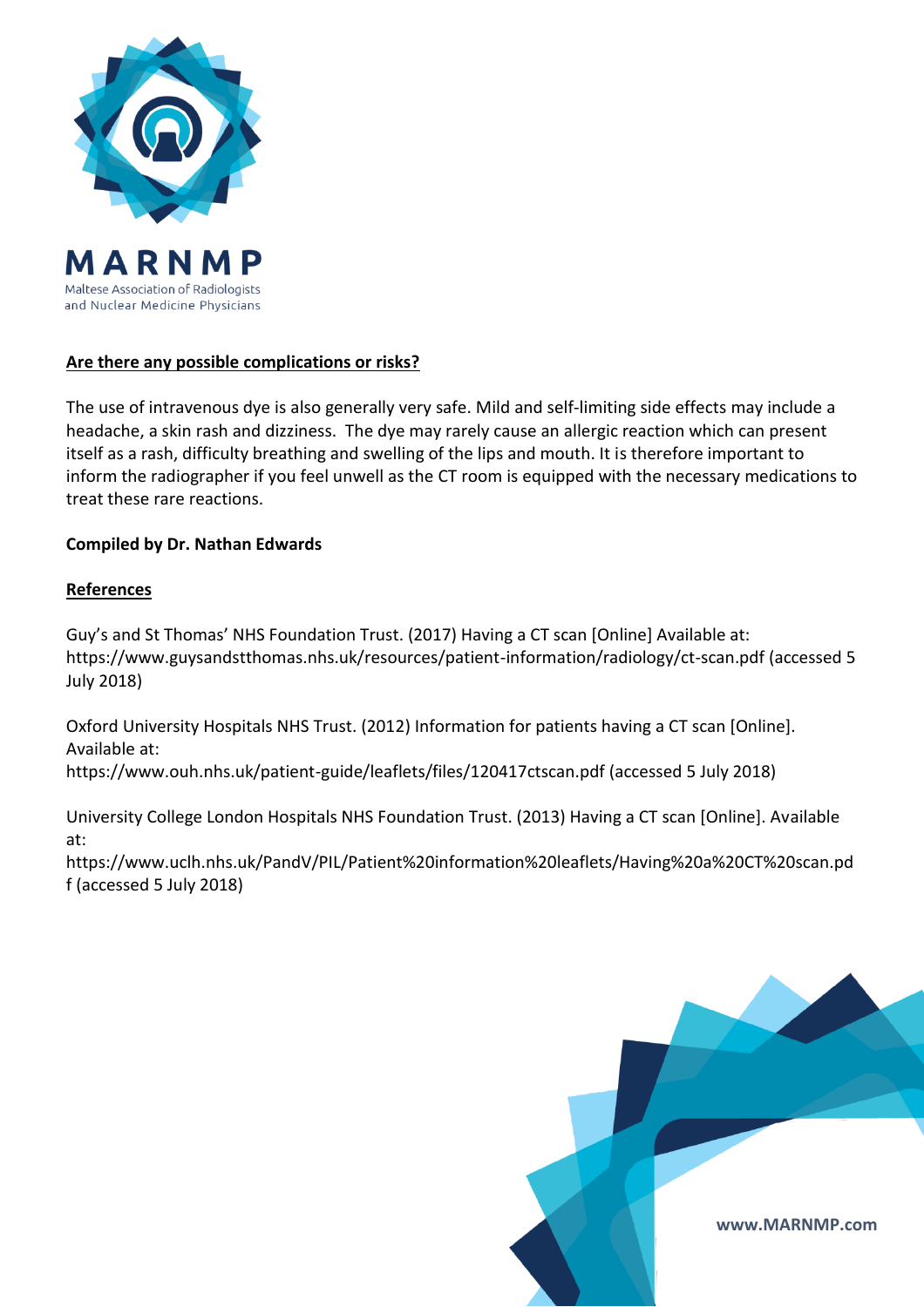MARNMP

Maltese Association of Radiologists and Nuclear Medicine Physicians

**Are there any possible complications or risks?**

The use of intravenous dye is also generally very safe. Mild and self-limiting side effects may include a headache, a skin rash and dizziness. The dye may rarely cause an allergic reaction which can present itself as a rash, difficulty breathing and swelling of the lips and mouth. It is therefore important to inform the radiographer if you feel unwell as the CT room is equipped with the necessary medications to treat these rare reactions.

**Compiled by Dr. Nathan Edwards**

**References**

Guy's and St Thomas' NHS Foundation Trust. (2017) Having a CT scan [Online] Available at: https://www.guysandstthomas.nhs.uk/resources/patient-information/radiology/ct-scan.pdf (accessed 5 July 2018)

Oxford University Hospitals NHS Trust. (2012) Information for patients having a CT scan [Online]. Available at: https://www.ouh.nhs.uk/patient-guide/leaflets/files/120417ctscan.pdf (accessed 5 July 2018)

University College London Hospitals NHS Foundation Trust. (2013) Having a CT scan [Online]. Available at: https://www.uclh.nhs.uk/PandV/PIL/Patient%20information%20leaflets/Having%20a%20CT%20scan.pdf (accessed 5 July 2018)

www.MARNMP.com